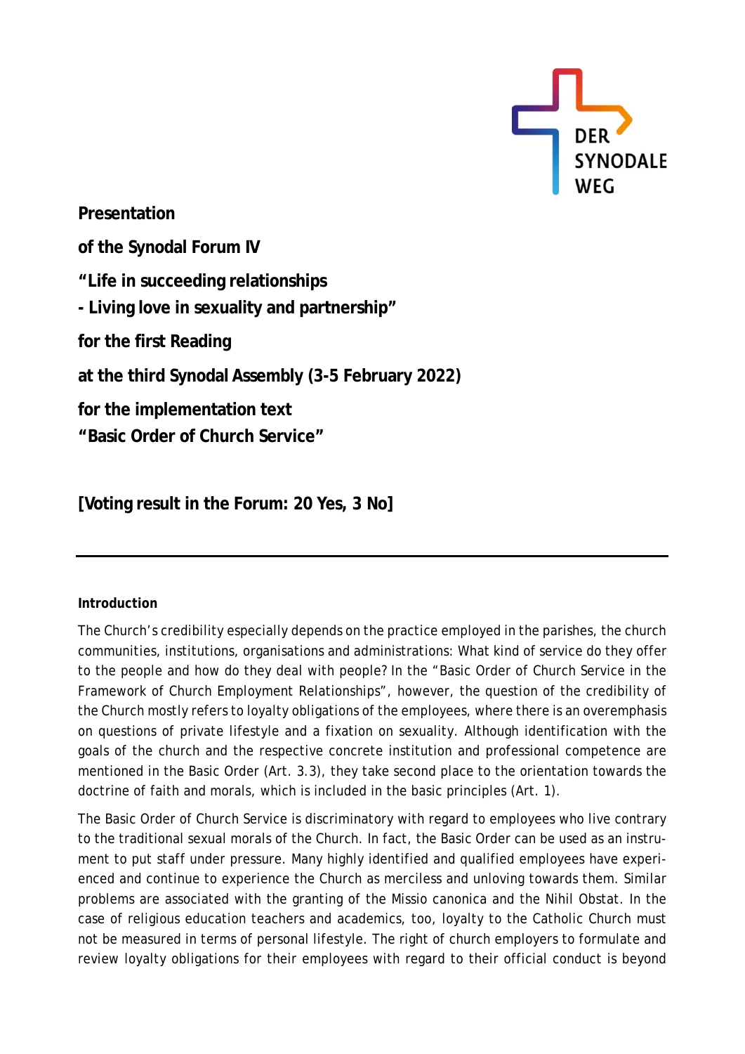**Presentation**

**of the Synodal Forum IV**

**"Life in succeeding relationships**
**- Living love in sexuality and partnership"**

**for the first Reading**

**at the third Synodal Assembly (3-5 February 2022)**

**for the implementation text**
**"Basic Order of Church Service"**

**[Voting result in the Forum: 20 Yes, 3 No]**

---

**Introduction**

The Church's credibility especially depends on the practice employed in the parishes, the church communities, institutions, organisations and administrations: What kind of service do they offer to the people and how do they deal with people? In the "Basic Order of Church Service in the Framework of Church Employment Relationships", however, the question of the credibility of the Church mostly refers to loyalty obligations of the employees, where there is an overemphasis on questions of private lifestyle and a fixation on sexuality. Although identification with the goals of the church and the respective concrete institution and professional competence are mentioned in the Basic Order (Art. 3.3), they take second place to the orientation towards the doctrine of faith and morals, which is included in the basic principles (Art. 1).

The Basic Order of Church Service is discriminatory with regard to employees who live contrary to the traditional sexual morals of the Church. In fact, the Basic Order can be used as an instrument to put staff under pressure. Many highly identified and qualified employees have experienced and continue to experience the Church as merciless and unloving towards them. Similar problems are associated with the granting of the Missio canonica and the Nihil Obstat. In the case of religious education teachers and academics, too, loyalty to the Catholic Church must not be measured in terms of personal lifestyle. The right of church employers to formulate and review loyalty obligations for their employees with regard to their official conduct is beyond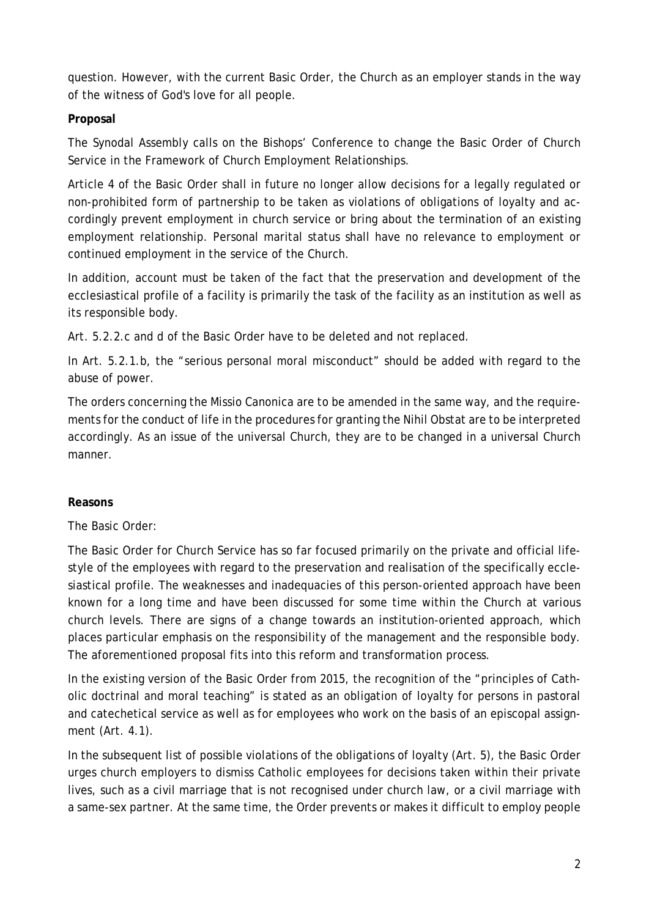question. However, with the current Basic Order, the Church as an employer stands in the way of the witness of God's love for all people.

**Proposal**

The Synodal Assembly calls on the Bishops' Conference to change the Basic Order of Church Service in the Framework of Church Employment Relationships.

Article 4 of the Basic Order shall in future no longer allow decisions for a legally regulated or non-prohibited form of partnership to be taken as violations of obligations of loyalty and accordingly prevent employment in church service or bring about the termination of an existing employment relationship. Personal marital status shall have no relevance to employment or continued employment in the service of the Church.

In addition, account must be taken of the fact that the preservation and development of the ecclesiastical profile of a facility is primarily the task of the facility as an institution as well as its responsible body.

Art. 5.2.2.c and d of the Basic Order have to be deleted and not replaced.

In Art. 5.2.1.b, the "serious personal moral misconduct" should be added with regard to the abuse of power.

The orders concerning the Missio Canonica are to be amended in the same way, and the requirements for the conduct of life in the procedures for granting the Nihil Obstat are to be interpreted accordingly. As an issue of the universal Church, they are to be changed in a universal Church manner.

**Reasons**

The Basic Order:

The Basic Order for Church Service has so far focused primarily on the private and official lifestyle of the employees with regard to the preservation and realisation of the specifically ecclesiastical profile. The weaknesses and inadequacies of this person-oriented approach have been known for a long time and have been discussed for some time within the Church at various church levels. There are signs of a change towards an institution-oriented approach, which places particular emphasis on the responsibility of the management and the responsible body. The aforementioned proposal fits into this reform and transformation process.

In the existing version of the Basic Order from 2015, the recognition of the "principles of Catholic doctrinal and moral teaching" is stated as an obligation of loyalty for persons in pastoral and catechetical service as well as for employees who work on the basis of an episcopal assignment (Art. 4.1).

In the subsequent list of possible violations of the obligations of loyalty (Art. 5), the Basic Order urges church employers to dismiss Catholic employees for decisions taken within their private lives, such as a civil marriage that is not recognised under church law, or a civil marriage with a same-sex partner. At the same time, the Order prevents or makes it difficult to employ people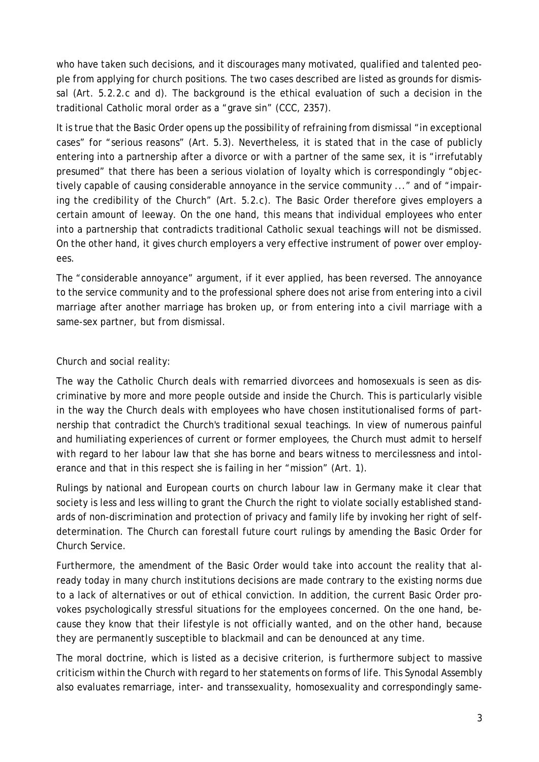who have taken such decisions, and it discourages many motivated, qualified and talented people from applying for church positions. The two cases described are listed as grounds for dismissal (Art. 5.2.2.c and d). The background is the ethical evaluation of such a decision in the traditional Catholic moral order as a "grave sin" (CCC, 2357).

It is true that the Basic Order opens up the possibility of refraining from dismissal "in exceptional cases" for "serious reasons" (Art. 5.3). Nevertheless, it is stated that in the case of publicly entering into a partnership after a divorce or with a partner of the same sex, it is "irrefutably presumed" that there has been a serious violation of loyalty which is correspondingly "objectively capable of causing considerable annoyance in the service community ..." and of "impairing the credibility of the Church" (Art. 5.2.c). The Basic Order therefore gives employers a certain amount of leeway. On the one hand, this means that individual employees who enter into a partnership that contradicts traditional Catholic sexual teachings will not be dismissed. On the other hand, it gives church employers a very effective instrument of power over employees.

The "considerable annoyance" argument, if it ever applied, has been reversed. The annoyance to the service community and to the professional sphere does not arise from entering into a civil marriage after another marriage has broken up, or from entering into a civil marriage with a same-sex partner, but from dismissal.

Church and social reality:

The way the Catholic Church deals with remarried divorcees and homosexuals is seen as discriminative by more and more people outside and inside the Church. This is particularly visible in the way the Church deals with employees who have chosen institutionalised forms of partnership that contradict the Church's traditional sexual teachings. In view of numerous painful and humiliating experiences of current or former employees, the Church must admit to herself with regard to her labour law that she has borne and bears witness to mercilessness and intolerance and that in this respect she is failing in her "mission" (Art. 1).

Rulings by national and European courts on church labour law in Germany make it clear that society is less and less willing to grant the Church the right to violate socially established standards of non-discrimination and protection of privacy and family life by invoking her right of self-determination. The Church can forestall future court rulings by amending the Basic Order for Church Service.

Furthermore, the amendment of the Basic Order would take into account the reality that already today in many church institutions decisions are made contrary to the existing norms due to a lack of alternatives or out of ethical conviction. In addition, the current Basic Order provokes psychologically stressful situations for the employees concerned. On the one hand, because they know that their lifestyle is not officially wanted, and on the other hand, because they are permanently susceptible to blackmail and can be denounced at any time.

The moral doctrine, which is listed as a decisive criterion, is furthermore subject to massive criticism within the Church with regard to her statements on forms of life. This Synodal Assembly also evaluates remarriage, inter- and transsexuality, homosexuality and correspondingly same-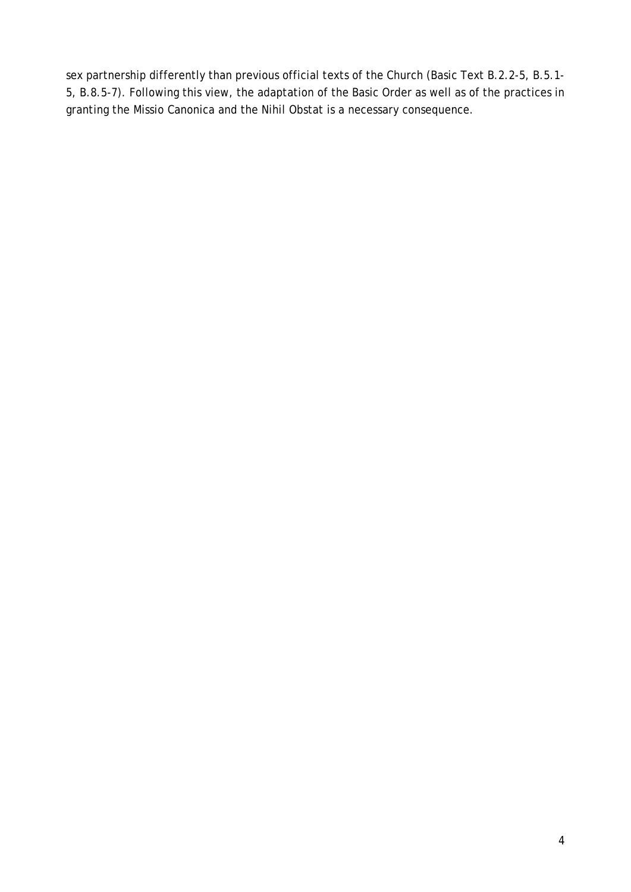sex partnership differently than previous official texts of the Church (Basic Text B.2.2-5, B.5.1-5, B.8.5-7). Following this view, the adaptation of the Basic Order as well as of the practices in granting the Missio Canonica and the Nihil Obstat is a necessary consequence.